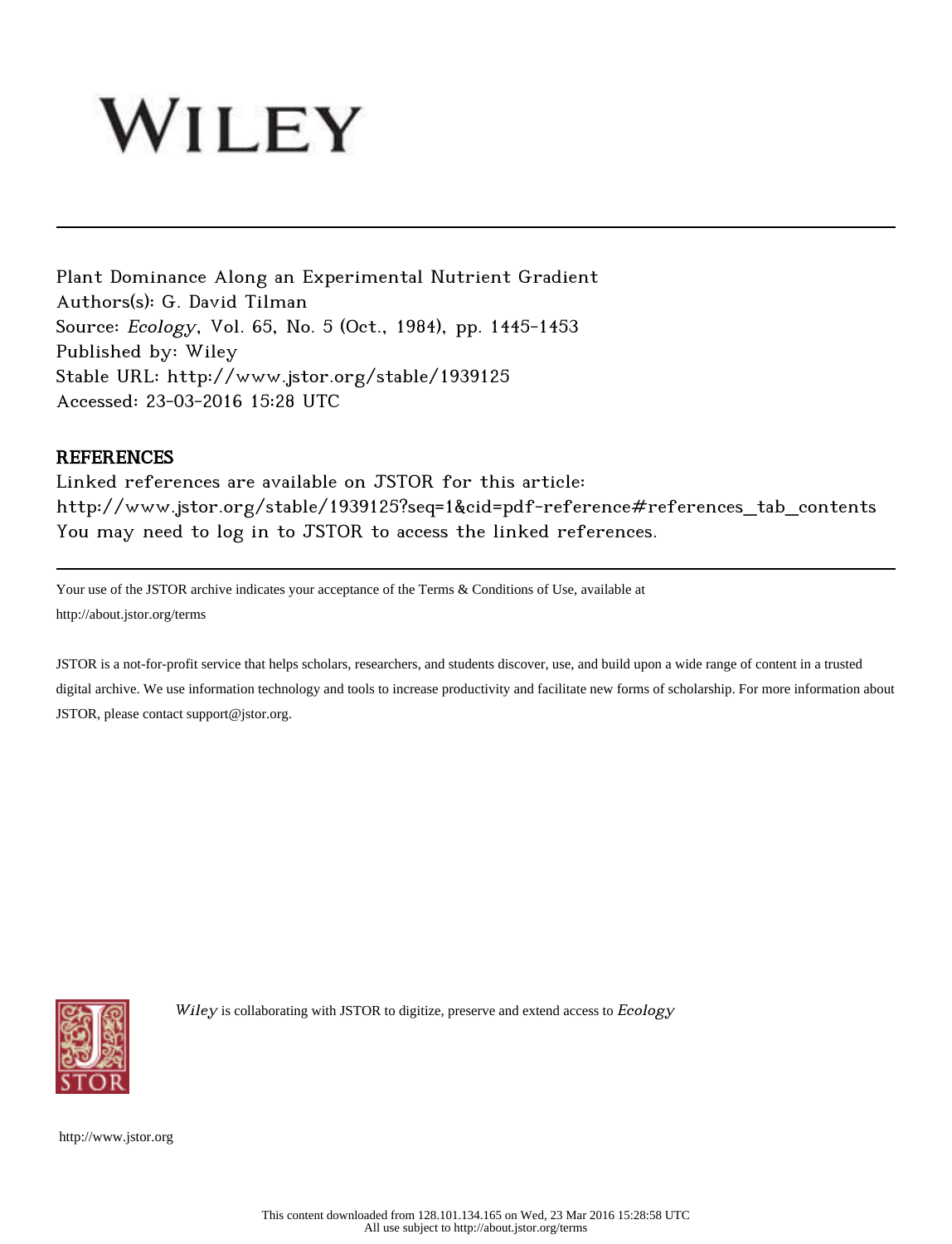WILEY

Plant Dominance Along an Experimental Nutrient Gradient
Authors(s): G. David Tilman
Source: *Ecology*, Vol. 65, No. 5 (Oct., 1984), pp. 1445-1453
Published by: Wiley
Stable URL: http://www.jstor.org/stable/1939125
Accessed: 23-03-2016 15:28 UTC

## REFERENCES

Linked references are available on JSTOR for this article:
http://www.jstor.org/stable/1939125?seq=1&cid=pdf-reference#references_tab_contents
You may need to log in to JSTOR to access the linked references.

Your use of the JSTOR archive indicates your acceptance of the Terms & Conditions of Use, available at
http://about.jstor.org/terms

JSTOR is a not-for-profit service that helps scholars, researchers, and students discover, use, and build upon a wide range of content in a trusted digital archive. We use information technology and tools to increase productivity and facilitate new forms of scholarship. For more information about JSTOR, please contact support@jstor.org.

*Wiley* is collaborating with JSTOR to digitize, preserve and extend access to *Ecology*

http://www.jstor.org

This content downloaded from 128.101.134.165 on Wed, 23 Mar 2016 15:28:58 UTC
All use subject to http://about.jstor.org/terms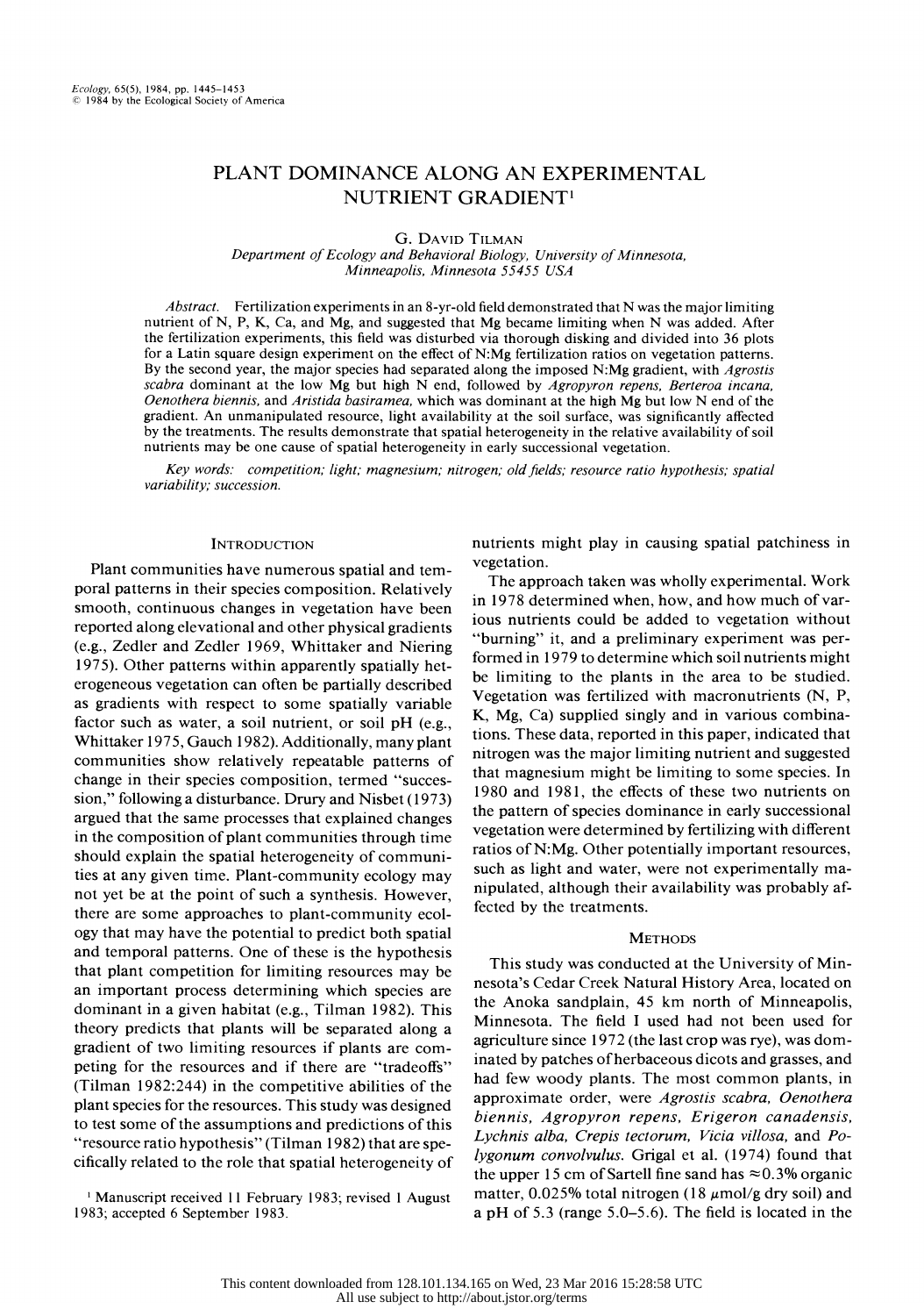# PLANT DOMINANCE ALONG AN EXPERIMENTAL NUTRIENT GRADIENT[1]

G. David Tilman

*Department of Ecology and Behavioral Biology, University of Minnesota, Minneapolis, Minnesota 55455 USA*

*Abstract.* Fertilization experiments in an 8-yr-old field demonstrated that N was the major limiting nutrient of N, P, K, Ca, and Mg, and suggested that Mg became limiting when N was added. After the fertilization experiments, this field was disturbed via thorough disking and divided into 36 plots for a Latin square design experiment on the effect of N:Mg fertilization ratios on vegetation patterns. By the second year, the major species had separated along the imposed N:Mg gradient, with *Agrostis scabra* dominant at the low Mg but high N end, followed by *Agropyron repens, Berteroa incana, Oenothera biennis,* and *Aristida basiramea,* which was dominant at the high Mg but low N end of the gradient. An unmanipulated resource, light availability at the soil surface, was significantly affected by the treatments. The results demonstrate that spatial heterogeneity in the relative availability of soil nutrients may be one cause of spatial heterogeneity in early successional vegetation.

*Key words:* competition; light; magnesium; nitrogen; old fields; resource ratio hypothesis; spatial variability; succession.

## Introduction

Plant communities have numerous spatial and temporal patterns in their species composition. Relatively smooth, continuous changes in vegetation have been reported along elevational and other physical gradients (e.g., Zedler and Zedler 1969, Whittaker and Niering 1975). Other patterns within apparently spatially heterogeneous vegetation can often be partially described as gradients with respect to some spatially variable factor such as water, a soil nutrient, or soil pH (e.g., Whittaker 1975, Gauch 1982). Additionally, many plant communities show relatively repeatable patterns of change in their species composition, termed "succession," following a disturbance. Drury and Nisbet (1973) argued that the same processes that explained changes in the composition of plant communities through time should explain the spatial heterogeneity of communities at any given time. Plant-community ecology may not yet be at the point of such a synthesis. However, there are some approaches to plant-community ecology that may have the potential to predict both spatial and temporal patterns. One of these is the hypothesis that plant competition for limiting resources may be an important process determining which species are dominant in a given habitat (e.g., Tilman 1982). This theory predicts that plants will be separated along a gradient of two limiting resources if plants are competing for the resources and if there are "tradeoffs" (Tilman 1982:244) in the competitive abilities of the plant species for the resources. This study was designed to test some of the assumptions and predictions of this "resource ratio hypothesis" (Tilman 1982) that are specifically related to the role that spatial heterogeneity of nutrients might play in causing spatial patchiness in vegetation.

The approach taken was wholly experimental. Work in 1978 determined when, how, and how much of various nutrients could be added to vegetation without "burning" it, and a preliminary experiment was performed in 1979 to determine which soil nutrients might be limiting to the plants in the area to be studied. Vegetation was fertilized with macronutrients (N, P, K, Mg, Ca) supplied singly and in various combinations. These data, reported in this paper, indicated that nitrogen was the major limiting nutrient and suggested that magnesium might be limiting to some species. In 1980 and 1981, the effects of these two nutrients on the pattern of species dominance in early successional vegetation were determined by fertilizing with different ratios of N:Mg. Other potentially important resources, such as light and water, were not experimentally manipulated, although their availability was probably affected by the treatments.

## Methods

This study was conducted at the University of Minnesota's Cedar Creek Natural History Area, located on the Anoka sandplain, 45 km north of Minneapolis, Minnesota. The field I used had not been used for agriculture since 1972 (the last crop was rye), was dominated by patches of herbaceous dicots and grasses, and had few woody plants. The most common plants, in approximate order, were *Agrostis scabra, Oenothera biennis, Agropyron repens, Erigeron canadensis, Lychnis alba, Crepis tectorum, Vicia villosa,* and *Polygonum convolvulus.* Grigal et al. (1974) found that the upper 15 cm of Sartell fine sand has ≈0.3% organic matter, 0.025% total nitrogen (18 μmol/g dry soil) and a pH of 5.3 (range 5.0–5.6). The field is located in the

[1] Manuscript received 11 February 1983; revised 1 August 1983; accepted 6 September 1983.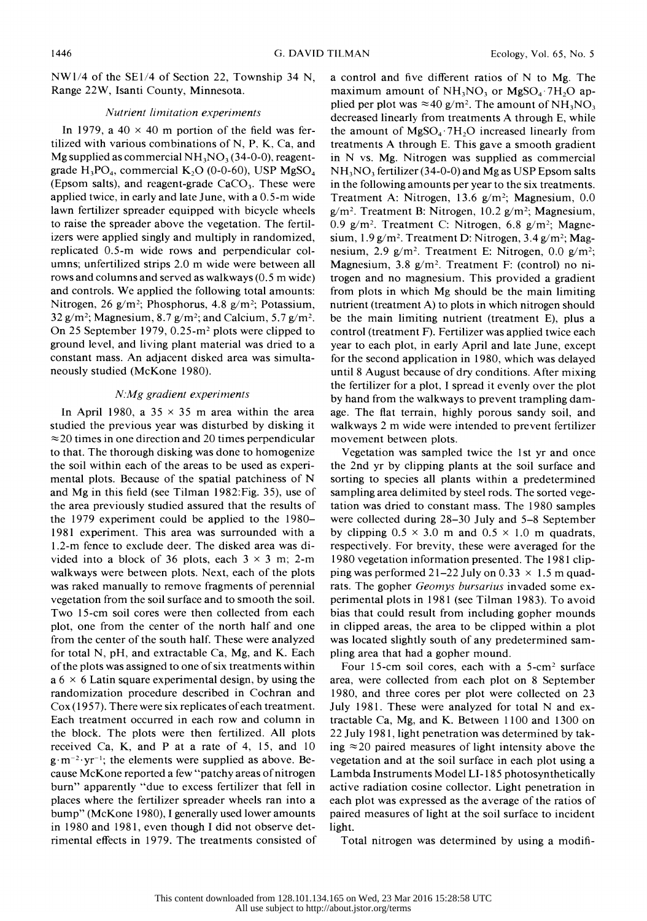NW1/4 of the SE1/4 of Section 22, Township 34 N, Range 22W, Isanti County, Minnesota.

### *Nutrient limitation experiments*

In 1979, a 40 × 40 m portion of the field was fertilized with various combinations of N, P, K, Ca, and Mg supplied as commercial $NH_3NO_3$ (34-0-0), reagent-grade $H_3PO_4$, commercial $K_2O$ (0-0-60), USP $MgSO_4$ (Epsom salts), and reagent-grade $CaCO_3$. These were applied twice, in early and late June, with a 0.5-m wide lawn fertilizer spreader equipped with bicycle wheels to raise the spreader above the vegetation. The fertilizers were applied singly and multiply in randomized, replicated 0.5-m wide rows and perpendicular columns; unfertilized strips 2.0 m wide were between all rows and columns and served as walkways (0.5 m wide) and controls. We applied the following total amounts: Nitrogen, 26 g/m²; Phosphorus, 4.8 g/m²; Potassium, 32 g/m²; Magnesium, 8.7 g/m²; and Calcium, 5.7 g/m². On 25 September 1979, 0.25-m² plots were clipped to ground level, and living plant material was dried to a constant mass. An adjacent disked area was simultaneously studied (McKone 1980).

### *N:Mg gradient experiments*

In April 1980, a 35 × 35 m area within the area studied the previous year was disturbed by disking it ≈20 times in one direction and 20 times perpendicular to that. The thorough disking was done to homogenize the soil within each of the areas to be used as experimental plots. Because of the spatial patchiness of N and Mg in this field (see Tilman 1982:Fig. 35), use of the area previously studied assured that the results of the 1979 experiment could be applied to the 1980–1981 experiment. This area was surrounded with a 1.2-m fence to exclude deer. The disked area was divided into a block of 36 plots, each 3 × 3 m; 2-m walkways were between plots. Next, each of the plots was raked manually to remove fragments of perennial vegetation from the soil surface and to smooth the soil. Two 15-cm soil cores were then collected from each plot, one from the center of the north half and one from the center of the south half. These were analyzed for total N, pH, and extractable Ca, Mg, and K. Each of the plots was assigned to one of six treatments within a 6 × 6 Latin square experimental design, by using the randomization procedure described in Cochran and Cox (1957). There were six replicates of each treatment. Each treatment occurred in each row and column in the block. The plots were then fertilized. All plots received Ca, K, and P at a rate of 4, 15, and 10 $g \cdot m^{-2} \cdot yr^{-1}$; the elements were supplied as above. Because McKone reported a few "patchy areas of nitrogen burn" apparently "due to excess fertilizer that fell in places where the fertilizer spreader wheels ran into a bump" (McKone 1980), I generally used lower amounts in 1980 and 1981, even though I did not observe detrimental effects in 1979. The treatments consisted of a control and five different ratios of N to Mg. The maximum amount of $NH_3NO_3$ or $MgSO_4 \cdot 7H_2O$ applied per plot was ≈40 g/m². The amount of $NH_3NO_3$ decreased linearly from treatments A through E, while the amount of $MgSO_4 \cdot 7H_2O$ increased linearly from treatments A through E. This gave a smooth gradient in N vs. Mg. Nitrogen was supplied as commercial $NH_3NO_3$ fertilizer (34-0-0) and Mg as USP Epsom salts in the following amounts per year to the six treatments. Treatment A: Nitrogen, 13.6 g/m²; Magnesium, 0.0 g/m². Treatment B: Nitrogen, 10.2 g/m²; Magnesium, 0.9 g/m². Treatment C: Nitrogen, 6.8 g/m²; Magnesium, 1.9 g/m². Treatment D: Nitrogen, 3.4 g/m²; Magnesium, 2.9 g/m². Treatment E: Nitrogen, 0.0 g/m²; Magnesium, 3.8 g/m². Treatment F: (control) no nitrogen and no magnesium. This provided a gradient from plots in which Mg should be the main limiting nutrient (treatment A) to plots in which nitrogen should be the main limiting nutrient (treatment E), plus a control (treatment F). Fertilizer was applied twice each year to each plot, in early April and late June, except for the second application in 1980, which was delayed until 8 August because of dry conditions. After mixing the fertilizer for a plot, I spread it evenly over the plot by hand from the walkways to prevent trampling damage. The flat terrain, highly porous sandy soil, and walkways 2 m wide were intended to prevent fertilizer movement between plots.

Vegetation was sampled twice the 1st yr and once the 2nd yr by clipping plants at the soil surface and sorting to species all plants within a predetermined sampling area delimited by steel rods. The sorted vegetation was dried to constant mass. The 1980 samples were collected during 28–30 July and 5–8 September by clipping 0.5 × 3.0 m and 0.5 × 1.0 m quadrats, respectively. For brevity, these were averaged for the 1980 vegetation information presented. The 1981 clipping was performed 21–22 July on 0.33 × 1.5 m quadrats. The gopher *Geomys bursarius* invaded some experimental plots in 1981 (see Tilman 1983). To avoid bias that could result from including gopher mounds in clipped areas, the area to be clipped within a plot was located slightly south of any predetermined sampling area that had a gopher mound.

Four 15-cm soil cores, each with a 5-cm² surface area, were collected from each plot on 8 September 1980, and three cores per plot were collected on 23 July 1981. These were analyzed for total N and extractable Ca, Mg, and K. Between 1100 and 1300 on 22 July 1981, light penetration was determined by taking ≈20 paired measures of light intensity above the vegetation and at the soil surface in each plot using a Lambda Instruments Model LI-185 photosynthetically active radiation cosine collector. Light penetration in each plot was expressed as the average of the ratios of paired measures of light at the soil surface to incident light.

Total nitrogen was determined by using a modifi-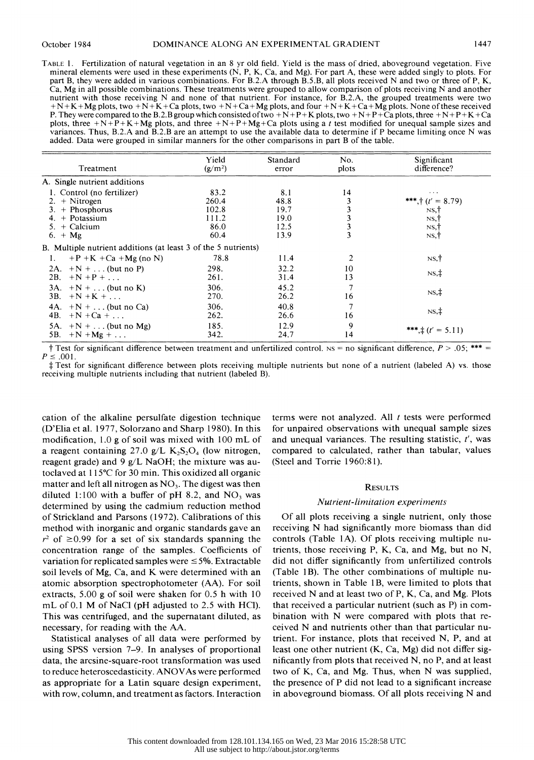TABLE 1. Fertilization of natural vegetation in an 8 yr old field. Yield is the mass of dried, aboveground vegetation. Five mineral elements were used in these experiments (N, P, K, Ca, and Mg). For part A, these were added singly to plots. For part B, they were added in various combinations. For B.2.A through B.5.B, all plots received N and two or three of P, K, Ca, Mg in all possible combinations. These treatments were grouped to allow comparison of plots receiving N and another nutrient with those receiving N and none of that nutrient. For instance, for B.2.A, the grouped treatments were two +N+K+Mg plots, two +N+K+Ca plots, two +N+Ca+Mg plots, and four +N+K+Ca+Mg plots. None of these received P. They were compared to the B.2.B group which consisted of two +N+P+K plots, two +N+P+Ca plots, three +N+P+K+Ca plots, three +N+P+K+Mg plots, and three +N+P+Mg+Ca plots using a *t* test modified for unequal sample sizes and variances. Thus, B.2.A and B.2.B are an attempt to use the available data to determine if P became limiting once N was added. Data were grouped in similar manners for the other comparisons in part B of the table.

| Treatment | Yield ($g/m^2$) | Standard error | No. plots | Significant difference? |
|---|---|---|---|---|
| A. Single nutrient additions | | | | |
| 1. Control (no fertilizer) | 83.2 | 8.1 | 14 | . . . |
| 2. + Nitrogen | 260.4 | 48.8 | 3 | \*\*\*,† ($t' = 8.79$) |
| 3. + Phosphorus | 102.8 | 19.7 | 3 | NS,† |
| 4. + Potassium | 111.2 | 19.0 | 3 | NS,† |
| 5. + Calcium | 86.0 | 12.5 | 3 | NS,† |
| 6. + Mg | 60.4 | 13.9 | 3 | NS,† |
| B. Multiple nutrient additions (at least 3 of the 5 nutrients) | | | | |
| 1. +P +K +Ca +Mg (no N) | 78.8 | 11.4 | 2 | NS,† |
| 2A. +N + . . . (but no P) | 298. | 32.2 | 10 | NS,‡ |
| 2B. +N +P + . . . | 261. | 31.4 | 13 | |
| 3A. +N + . . . (but no K) | 306. | 45.2 | 7 | NS,‡ |
| 3B. +N +K + . . . | 270. | 26.2 | 16 | |
| 4A. +N + . . . (but no Ca) | 306. | 40.8 | 7 | NS,‡ |
| 4B. +N +Ca + . . . | 262. | 26.6 | 16 | |
| 5A. +N + . . . (but no Mg) | 185. | 12.9 | 9 | \*\*\*,‡ ($t' = 5.11$) |
| 5B. +N +Mg + . . . | 342. | 24.7 | 14 | |

† Test for significant difference between treatment and unfertilized control. NS = no significant difference, $P > .05$; \*\*\* = $P \leq .001$.

‡ Test for significant difference between plots receiving multiple nutrients but none of a nutrient (labeled A) vs. those receiving multiple nutrients including that nutrient (labeled B).

cation of the alkaline persulfate digestion technique (D'Elia et al. 1977, Solorzano and Sharp 1980). In this modification, 1.0 g of soil was mixed with 100 mL of a reagent containing 27.0 g/L $K_2S_2O_4$ (low nitrogen, reagent grade) and 9 g/L NaOH; the mixture was autoclaved at 115°C for 30 min. This oxidized all organic matter and left all nitrogen as $NO_3$. The digest was then diluted 1:100 with a buffer of pH 8.2, and $NO_3$ was determined by using the cadmium reduction method of Strickland and Parsons (1972). Calibrations of this method with inorganic and organic standards gave an $r^2$ of $\geq 0.99$ for a set of six standards spanning the concentration range of the samples. Coefficients of variation for replicated samples were $\leq 5\%$. Extractable soil levels of Mg, Ca, and K were determined with an atomic absorption spectrophotometer (AA). For soil extracts, 5.00 g of soil were shaken for 0.5 h with 10 mL of 0.1 M of NaCl (pH adjusted to 2.5 with HCl). This was centrifuged, and the supernatant diluted, as necessary, for reading with the AA.

Statistical analyses of all data were performed by using SPSS version 7–9. In analyses of proportional data, the arcsine-square-root transformation was used to reduce heteroscedasticity. ANOVAs were performed as appropriate for a Latin square design experiment, with row, column, and treatment as factors. Interaction terms were not analyzed. All *t* tests were performed for unpaired observations with unequal sample sizes and unequal variances. The resulting statistic, $t'$, was compared to calculated, rather than tabular, values (Steel and Torrie 1960:81).

## RESULTS

### *Nutrient-limitation experiments*

Of all plots receiving a single nutrient, only those receiving N had significantly more biomass than did controls (Table 1A). Of plots receiving multiple nutrients, those receiving P, K, Ca, and Mg, but no N, did not differ significantly from unfertilized controls (Table 1B). The other combinations of multiple nutrients, shown in Table 1B, were limited to plots that received N and at least two of P, K, Ca, and Mg. Plots that received a particular nutrient (such as P) in combination with N were compared with plots that received N and nutrients other than that particular nutrient. For instance, plots that received N, P, and at least one other nutrient (K, Ca, Mg) did not differ significantly from plots that received N, no P, and at least two of K, Ca, and Mg. Thus, when N was supplied, the presence of P did not lead to a significant increase in aboveground biomass. Of all plots receiving N and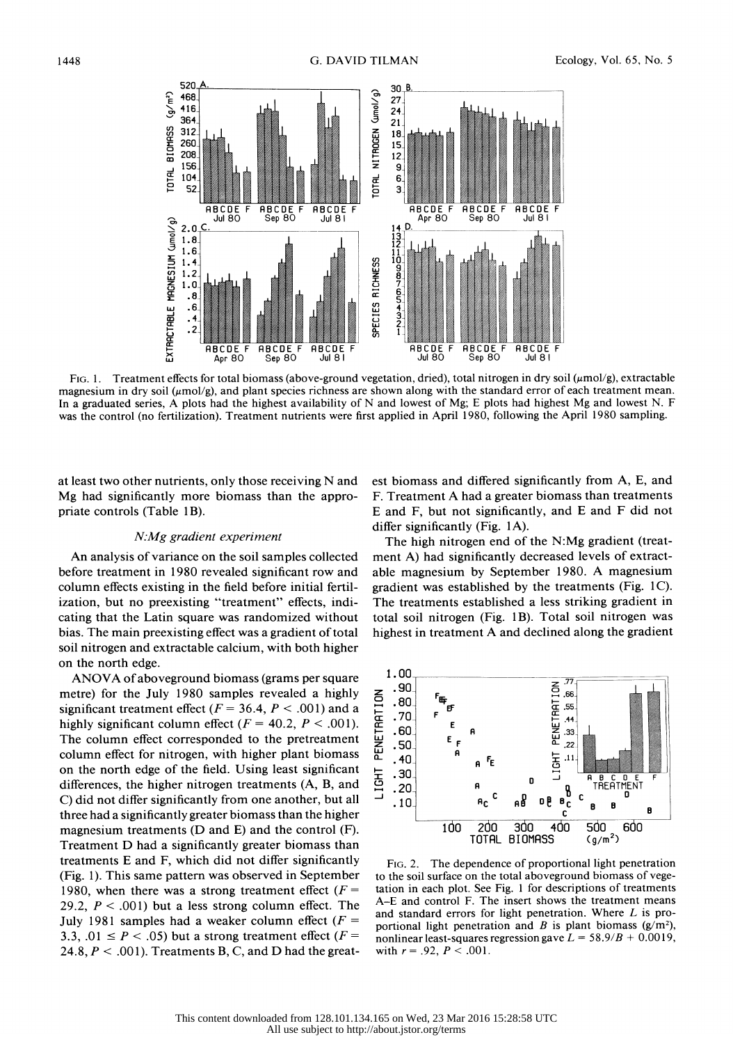FIG. 1. Treatment effects for total biomass (above-ground vegetation, dried), total nitrogen in dry soil (μmol/g), extractable magnesium in dry soil (μmol/g), and plant species richness are shown along with the standard error of each treatment mean. In a graduated series, A plots had the highest availability of N and lowest of Mg; E plots had highest Mg and lowest N. F was the control (no fertilization). Treatment nutrients were first applied in April 1980, following the April 1980 sampling.

at least two other nutrients, only those receiving N and Mg had significantly more biomass than the appropriate controls (Table 1B).

### *N:Mg gradient experiment*

An analysis of variance on the soil samples collected before treatment in 1980 revealed significant row and column effects existing in the field before initial fertilization, but no preexisting "treatment" effects, indicating that the Latin square was randomized without bias. The main preexisting effect was a gradient of total soil nitrogen and extractable calcium, with both higher on the north edge.

ANOVA of aboveground biomass (grams per square metre) for the July 1980 samples revealed a highly significant treatment effect ($F = 36.4$, $P < .001$) and a highly significant column effect ($F = 40.2$, $P < .001$). The column effect corresponded to the pretreatment column effect for nitrogen, with higher plant biomass on the north edge of the field. Using least significant differences, the higher nitrogen treatments (A, B, and C) did not differ significantly from one another, but all three had a significantly greater biomass than the higher magnesium treatments (D and E) and the control (F). Treatment D had a significantly greater biomass than treatments E and F, which did not differ significantly (Fig. 1). This same pattern was observed in September 1980, when there was a strong treatment effect ($F = 29.2$, $P < .001$) but a less strong column effect. The July 1981 samples had a weaker column effect ($F = 3.3$, $.01 \leq P < .05$) but a strong treatment effect ($F = 24.8$, $P < .001$). Treatments B, C, and D had the greatest biomass and differed significantly from A, E, and F. Treatment A had a greater biomass than treatments E and F, but not significantly, and E and F did not differ significantly (Fig. 1A).

The high nitrogen end of the N:Mg gradient (treatment A) had significantly decreased levels of extractable magnesium by September 1980. A magnesium gradient was established by the treatments (Fig. 1C). The treatments established a less striking gradient in total soil nitrogen (Fig. 1B). Total soil nitrogen was highest in treatment A and declined along the gradient

FIG. 2. The dependence of proportional light penetration to the soil surface on the total aboveground biomass of vegetation in each plot. See Fig. 1 for descriptions of treatments A–E and control F. The insert shows the treatment means and standard errors for light penetration. Where $L$ is proportional light penetration and $B$ is plant biomass (g/m²), nonlinear least-squares regression gave $L = 58.9/B + 0.0019$, with $r = .92$, $P < .001$.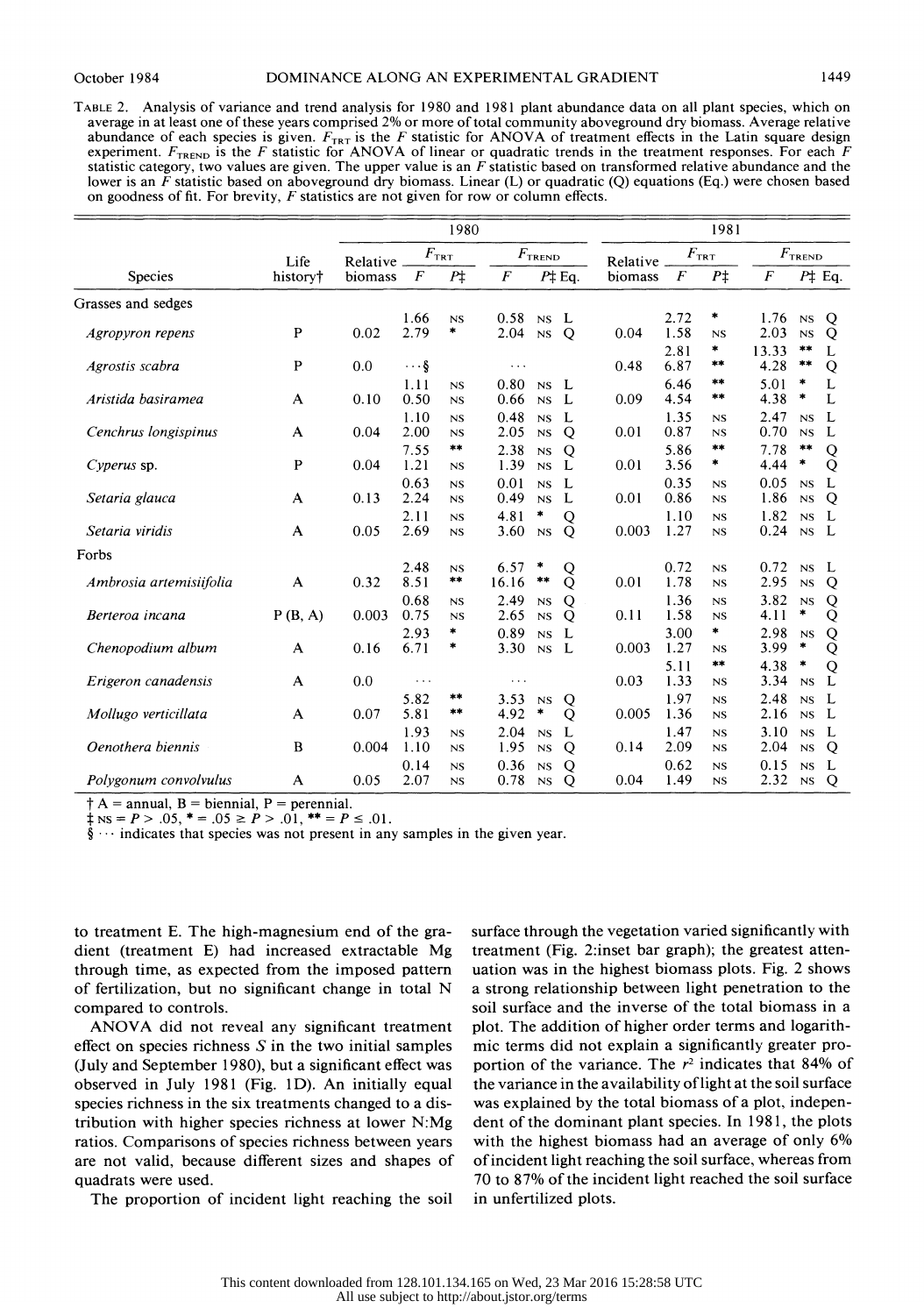TABLE 2. Analysis of variance and trend analysis for 1980 and 1981 plant abundance data on all plant species, which on average in at least one of these years comprised 2% or more of total community aboveground dry biomass. Average relative abundance of each species is given. $F_{TRT}$ is the $F$ statistic for ANOVA of treatment effects in the Latin square design experiment. $F_{TREND}$ is the $F$ statistic for ANOVA of linear or quadratic trends in the treatment responses. For each $F$ statistic category, two values are given. The upper value is an $F$ statistic based on transformed relative abundance and the lower is an $F$ statistic based on aboveground dry biomass. Linear (L) or quadratic (Q) equations (Eq.) were chosen based on goodness of fit. For brevity, $F$ statistics are not given for row or column effects.

| Species | Life history† | 1980 Relative biomass | 1980 $F_{TRT}$ $F$ | 1980 $F_{TRT}$ $P$‡ | 1980 $F_{TREND}$ $F$ | 1980 $F_{TREND}$ $P$‡ | 1980 Eq. | 1981 Relative biomass | 1981 $F_{TRT}$ $F$ | 1981 $F_{TRT}$ $P$‡ | 1981 $F_{TREND}$ $F$ | 1981 $F_{TREND}$ $P$‡ | 1981 Eq. |
|---|---|---|---|---|---|---|---|---|---|---|---|---|---|
| **Grasses and sedges** | | | | | | | | | | | | | |
| | | | 1.66 | NS | 0.58 | NS | L | | 2.72 | * | 1.76 | NS | Q |
| *Agropyron repens* | P | 0.02 | 2.79 | * | 2.04 | NS | Q | 0.04 | 1.58 | NS | 2.03 | NS | Q |
| | | | | | | | | | 2.81 | * | 13.33 | ** | L |
| *Agrostis scabra* | P | 0.0 | ···§ | | ··· | | | 0.48 | 6.87 | ** | 4.28 | ** | Q |
| | | | 1.11 | NS | 0.80 | NS | L | | 6.46 | ** | 5.01 | * | L |
| *Aristida basiramea* | A | 0.10 | 0.50 | NS | 0.66 | NS | L | 0.09 | 4.54 | ** | 4.38 | * | L |
| | | | 1.10 | NS | 0.48 | NS | L | | 1.35 | NS | 2.47 | NS | L |
| *Cenchrus longispinus* | A | 0.04 | 2.00 | NS | 2.05 | NS | Q | 0.01 | 0.87 | NS | 0.70 | NS | L |
| | | | 7.55 | ** | 2.38 | NS | Q | | 5.86 | ** | 7.78 | ** | Q |
| *Cyperus* sp. | P | 0.04 | 1.21 | NS | 1.39 | NS | L | 0.01 | 3.56 | * | 4.44 | * | Q |
| | | | 0.63 | NS | 0.01 | NS | L | | 0.35 | NS | 0.05 | NS | L |
| *Setaria glauca* | A | 0.13 | 2.24 | NS | 0.49 | NS | L | 0.01 | 0.86 | NS | 1.86 | NS | Q |
| | | | 2.11 | NS | 4.81 | * | Q | | 1.10 | NS | 1.82 | NS | L |
| *Setaria viridis* | A | 0.05 | 2.69 | NS | 3.60 | NS | Q | 0.003 | 1.27 | NS | 0.24 | NS | L |
| **Forbs** | | | | | | | | | | | | | |
| | | | 2.48 | NS | 6.57 | * | Q | | 0.72 | NS | 0.72 | NS | L |
| *Ambrosia artemisiifolia* | A | 0.32 | 8.51 | ** | 16.16 | ** | Q | 0.01 | 1.78 | NS | 2.95 | NS | Q |
| | | | 0.68 | NS | 2.49 | NS | Q | | 1.36 | NS | 3.82 | NS | Q |
| *Berteroa incana* | P (B, A) | 0.003 | 0.75 | NS | 2.65 | NS | Q | 0.11 | 1.58 | NS | 4.11 | * | Q |
| | | | 2.93 | * | 0.89 | NS | L | | 3.00 | * | 2.98 | NS | Q |
| *Chenopodium album* | A | 0.16 | 6.71 | * | 3.30 | NS | L | 0.003 | 1.27 | NS | 3.99 | * | Q |
| | | | | | | | | | 5.11 | ** | 4.38 | * | Q |
| *Erigeron canadensis* | A | 0.0 | ··· | | ··· | | | 0.03 | 1.33 | NS | 3.34 | NS | L |
| | | | 5.82 | ** | 3.53 | NS | Q | | 1.97 | NS | 2.48 | NS | L |
| *Mollugo verticillata* | A | 0.07 | 5.81 | ** | 4.92 | * | Q | 0.005 | 1.36 | NS | 2.16 | NS | L |
| | | | 1.93 | NS | 2.04 | NS | L | | 1.47 | NS | 3.10 | NS | L |
| *Oenothera biennis* | B | 0.004 | 1.10 | NS | 1.95 | NS | Q | 0.14 | 2.09 | NS | 2.04 | NS | Q |
| | | | 0.14 | NS | 0.36 | NS | Q | | 0.62 | NS | 0.15 | NS | L |
| *Polygonum convolvulus* | A | 0.05 | 2.07 | NS | 0.78 | NS | Q | 0.04 | 1.49 | NS | 2.32 | NS | Q |

† A = annual, B = biennial, P = perennial.
‡ NS = $P > .05$, * = $.05 \geq P > .01$, ** = $P \leq .01$.
§ ··· indicates that species was not present in any samples in the given year.

to treatment E. The high-magnesium end of the gradient (treatment E) had increased extractable Mg through time, as expected from the imposed pattern of fertilization, but no significant change in total N compared to controls.

ANOVA did not reveal any significant treatment effect on species richness $S$ in the two initial samples (July and September 1980), but a significant effect was observed in July 1981 (Fig. 1D). An initially equal species richness in the six treatments changed to a distribution with higher species richness at lower N:Mg ratios. Comparisons of species richness between years are not valid, because different sizes and shapes of quadrats were used.

The proportion of incident light reaching the soil surface through the vegetation varied significantly with treatment (Fig. 2:inset bar graph); the greatest attenuation was in the highest biomass plots. Fig. 2 shows a strong relationship between light penetration to the soil surface and the inverse of the total biomass in a plot. The addition of higher order terms and logarithmic terms did not explain a significantly greater proportion of the variance. The $r^2$ indicates that 84% of the variance in the availability of light at the soil surface was explained by the total biomass of a plot, independent of the dominant plant species. In 1981, the plots with the highest biomass had an average of only 6% of incident light reaching the soil surface, whereas from 70 to 87% of the incident light reached the soil surface in unfertilized plots.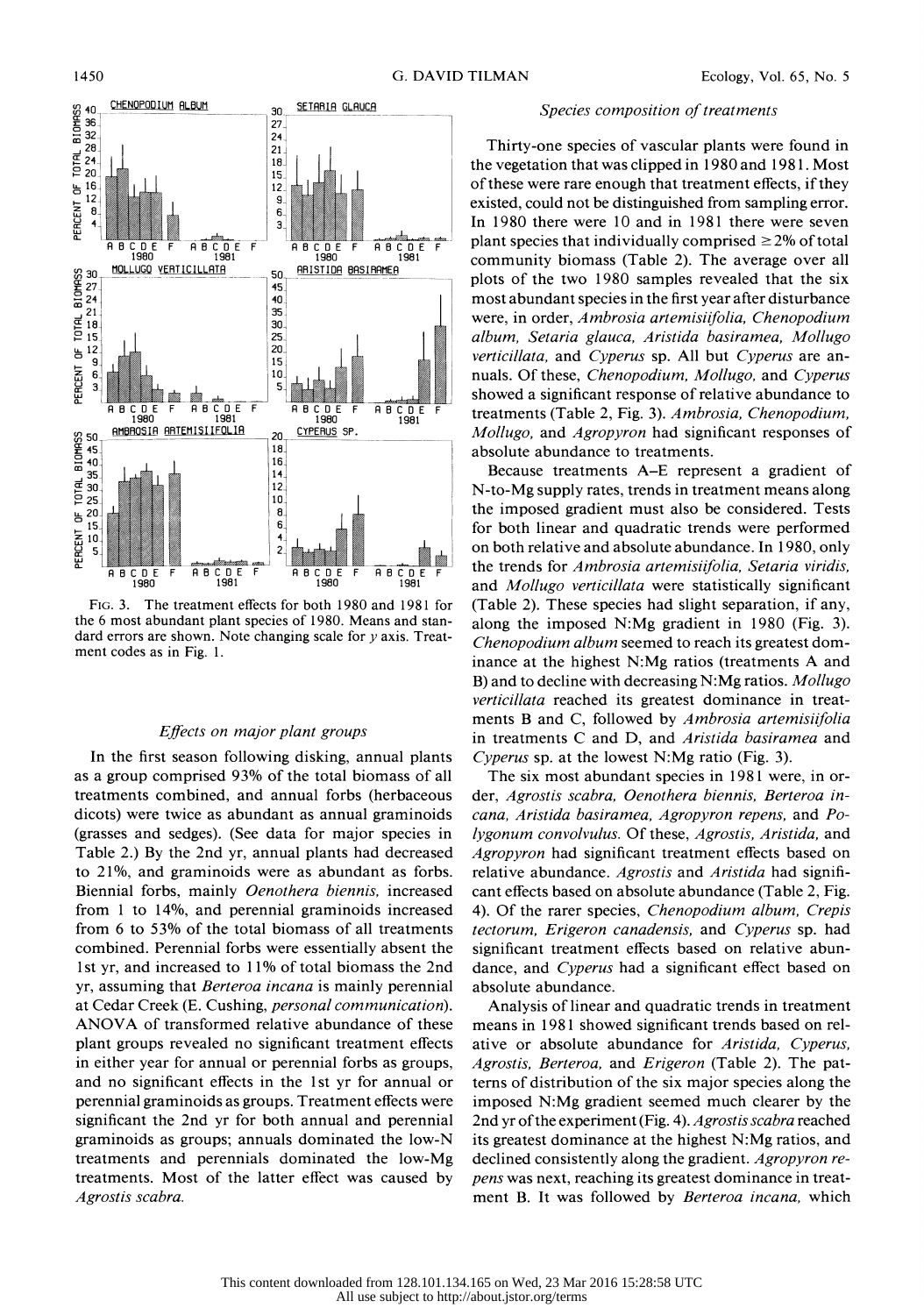FIG. 3. The treatment effects for both 1980 and 1981 for the 6 most abundant plant species of 1980. Means and standard errors are shown. Note changing scale for $y$ axis. Treatment codes as in Fig. 1.

### *Effects on major plant groups*

In the first season following disking, annual plants as a group comprised 93% of the total biomass of all treatments combined, and annual forbs (herbaceous dicots) were twice as abundant as annual graminoids (grasses and sedges). (See data for major species in Table 2.) By the 2nd yr, annual plants had decreased to 21%, and graminoids were as abundant as forbs. Biennial forbs, mainly *Oenothera biennis*, increased from 1 to 14%, and perennial graminoids increased from 6 to 53% of the total biomass of all treatments combined. Perennial forbs were essentially absent the 1st yr, and increased to 11% of total biomass the 2nd yr, assuming that *Berteroa incana* is mainly perennial at Cedar Creek (E. Cushing, *personal communication*). ANOVA of transformed relative abundance of these plant groups revealed no significant treatment effects in either year for annual or perennial forbs as groups, and no significant effects in the 1st yr for annual or perennial graminoids as groups. Treatment effects were significant the 2nd yr for both annual and perennial graminoids as groups; annuals dominated the low-N treatments and perennials dominated the low-Mg treatments. Most of the latter effect was caused by *Agrostis scabra*.

### *Species composition of treatments*

Thirty-one species of vascular plants were found in the vegetation that was clipped in 1980 and 1981. Most of these were rare enough that treatment effects, if they existed, could not be distinguished from sampling error. In 1980 there were 10 and in 1981 there were seven plant species that individually comprised ≥2% of total community biomass (Table 2). The average over all plots of the two 1980 samples revealed that the six most abundant species in the first year after disturbance were, in order, *Ambrosia artemisiifolia, Chenopodium album, Setaria glauca, Aristida basiramea, Mollugo verticillata,* and *Cyperus* sp. All but *Cyperus* are annuals. Of these, *Chenopodium, Mollugo,* and *Cyperus* showed a significant response of relative abundance to treatments (Table 2, Fig. 3). *Ambrosia, Chenopodium, Mollugo,* and *Agropyron* had significant responses of absolute abundance to treatments.

Because treatments A–E represent a gradient of N-to-Mg supply rates, trends in treatment means along the imposed gradient must also be considered. Tests for both linear and quadratic trends were performed on both relative and absolute abundance. In 1980, only the trends for *Ambrosia artemisiifolia, Setaria viridis,* and *Mollugo verticillata* were statistically significant (Table 2). These species had slight separation, if any, along the imposed N:Mg gradient in 1980 (Fig. 3). *Chenopodium album* seemed to reach its greatest dominance at the highest N:Mg ratios (treatments A and B) and to decline with decreasing N:Mg ratios. *Mollugo verticillata* reached its greatest dominance in treatments B and C, followed by *Ambrosia artemisiifolia* in treatments C and D, and *Aristida basiramea* and *Cyperus* sp. at the lowest N:Mg ratio (Fig. 3).

The six most abundant species in 1981 were, in order, *Agrostis scabra, Oenothera biennis, Berteroa incana, Aristida basiramea, Agropyron repens,* and *Polygonum convolvulus.* Of these, *Agrostis, Aristida,* and *Agropyron* had significant treatment effects based on relative abundance. *Agrostis* and *Aristida* had significant effects based on absolute abundance (Table 2, Fig. 4). Of the rarer species, *Chenopodium album, Crepis tectorum, Erigeron canadensis,* and *Cyperus* sp. had significant treatment effects based on relative abundance, and *Cyperus* had a significant effect based on absolute abundance.

Analysis of linear and quadratic trends in treatment means in 1981 showed significant trends based on relative or absolute abundance for *Aristida, Cyperus, Agrostis, Berteroa,* and *Erigeron* (Table 2). The patterns of distribution of the six major species along the imposed N:Mg gradient seemed much clearer by the 2nd yr of the experiment (Fig. 4). *Agrostis scabra* reached its greatest dominance at the highest N:Mg ratios, and declined consistently along the gradient. *Agropyron repens* was next, reaching its greatest dominance in treatment B. It was followed by *Berteroa incana,* which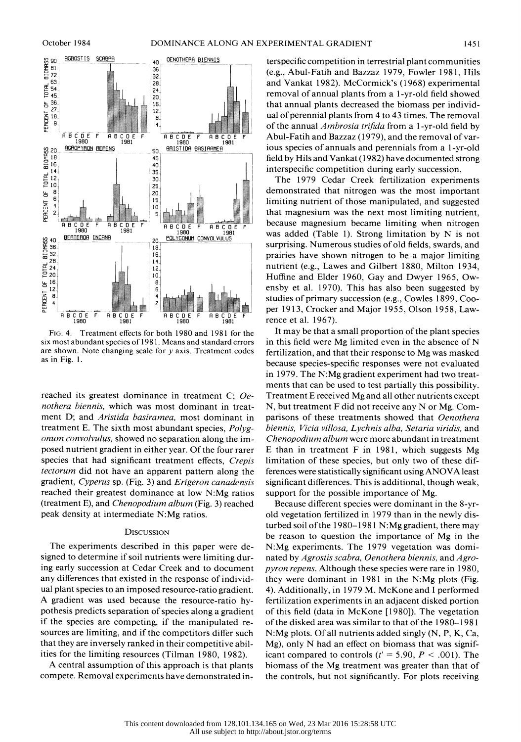FIG. 4. Treatment effects for both 1980 and 1981 for the six most abundant species of 1981. Means and standard errors are shown. Note changing scale for y axis. Treatment codes as in Fig. 1.

reached its greatest dominance in treatment C; *Oenothera biennis*, which was most dominant in treatment D; and *Aristida basiramea*, most dominant in treatment E. The sixth most abundant species, *Polygonum convolvulus*, showed no separation along the imposed nutrient gradient in either year. Of the four rarer species that had significant treatment effects, *Crepis tectorum* did not have an apparent pattern along the gradient, *Cyperus* sp. (Fig. 3) and *Erigeron canadensis* reached their greatest dominance at low N:Mg ratios (treatment E), and *Chenopodium album* (Fig. 3) reached peak density at intermediate N:Mg ratios.

## DISCUSSION

The experiments described in this paper were designed to determine if soil nutrients were limiting during early succession at Cedar Creek and to document any differences that existed in the response of individual plant species to an imposed resource-ratio gradient. A gradient was used because the resource-ratio hypothesis predicts separation of species along a gradient if the species are competing, if the manipulated resources are limiting, and if the competitors differ such that they are inversely ranked in their competitive abilities for the limiting resources (Tilman 1980, 1982).

A central assumption of this approach is that plants compete. Removal experiments have demonstrated interspecific competition in terrestrial plant communities (e.g., Abul-Fatih and Bazzaz 1979, Fowler 1981, Hils and Vankat 1982). McCormick's (1968) experimental removal of annual plants from a 1-yr-old field showed that annual plants decreased the biomass per individual of perennial plants from 4 to 43 times. The removal of the annual *Ambrosia trifida* from a 1-yr-old field by Abul-Fatih and Bazzaz (1979), and the removal of various species of annuals and perennials from a 1-yr-old field by Hils and Vankat (1982) have documented strong interspecific competition during early succession.

The 1979 Cedar Creek fertilization experiments demonstrated that nitrogen was the most important limiting nutrient of those manipulated, and suggested that magnesium was the next most limiting nutrient, because magnesium became limiting when nitrogen was added (Table 1). Strong limitation by N is not surprising. Numerous studies of old fields, swards, and prairies have shown nitrogen to be a major limiting nutrient (e.g., Lawes and Gilbert 1880, Milton 1934, Huffine and Elder 1960, Gay and Dwyer 1965, Owensby et al. 1970). This has also been suggested by studies of primary succession (e.g., Cowles 1899, Cooper 1913, Crocker and Major 1955, Olson 1958, Lawrence et al. 1967).

It may be that a small proportion of the plant species in this field were Mg limited even in the absence of N fertilization, and that their response to Mg was masked because species-specific responses were not evaluated in 1979. The N:Mg gradient experiment had two treatments that can be used to test partially this possibility. Treatment E received Mg and all other nutrients except N, but treatment F did not receive any N or Mg. Comparisons of these treatments showed that *Oenothera biennis*, *Vicia villosa*, *Lychnis alba*, *Setaria viridis*, and *Chenopodium album* were more abundant in treatment E than in treatment F in 1981, which suggests Mg limitation of these species, but only two of these differences were statistically significant using ANOVA least significant differences. This is additional, though weak, support for the possible importance of Mg.

Because different species were dominant in the 8-yr-old vegetation fertilized in 1979 than in the newly disturbed soil of the 1980–1981 N:Mg gradient, there may be reason to question the importance of Mg in the N:Mg experiments. The 1979 vegetation was dominated by *Agrostis scabra*, *Oenothera biennis*, and *Agropyron repens*. Although these species were rare in 1980, they were dominant in 1981 in the N:Mg plots (Fig. 4). Additionally, in 1979 M. McKone and I performed fertilization experiments in an adjacent disked portion of this field (data in McKone [1980]). The vegetation of the disked area was similar to that of the 1980–1981 N:Mg plots. Of all nutrients added singly (N, P, K, Ca, Mg), only N had an effect on biomass that was significant compared to controls ($t' = 5.90$, $P < .001$). The biomass of the Mg treatment was greater than that of the controls, but not significantly. For plots receiving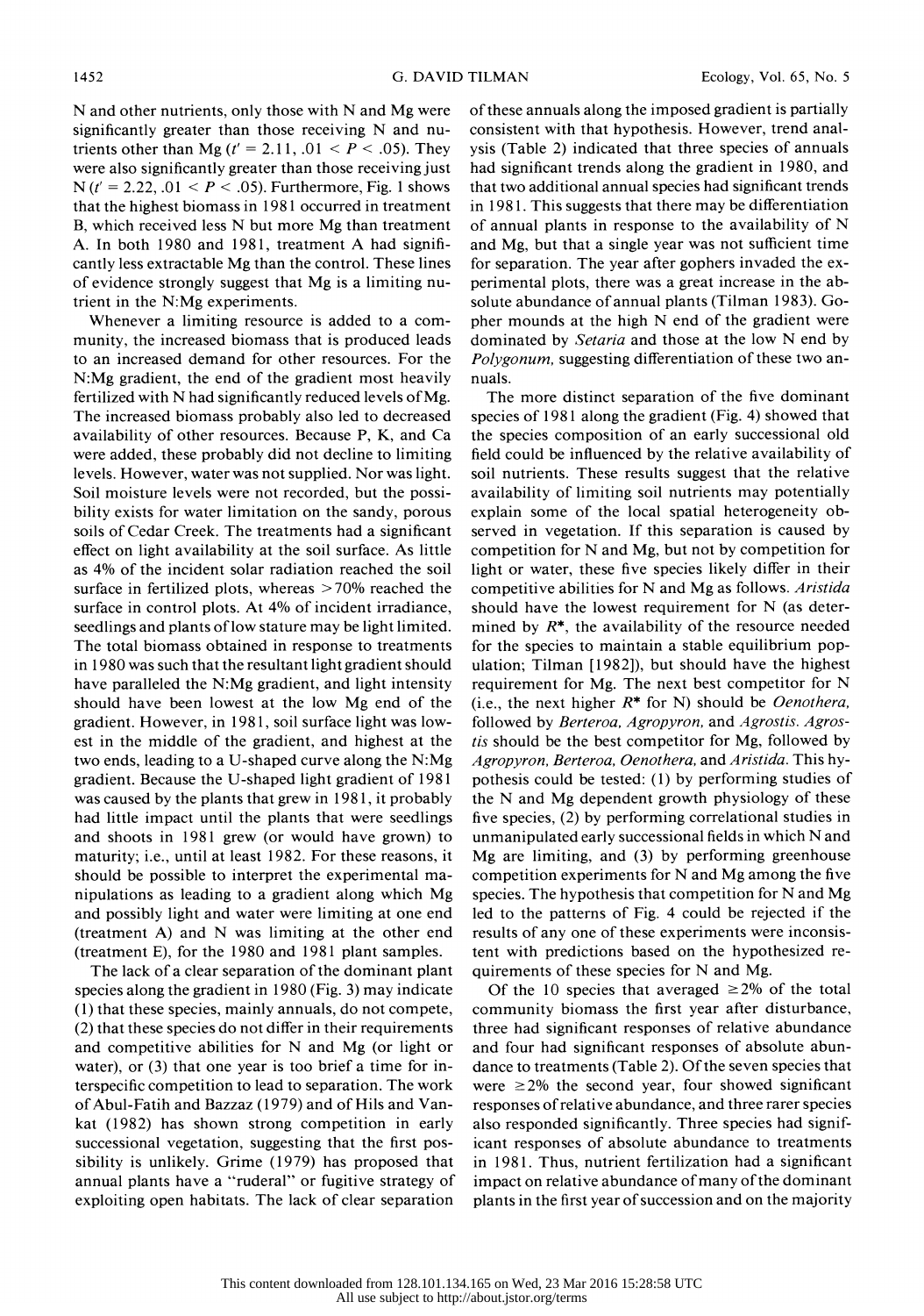N and other nutrients, only those with N and Mg were significantly greater than those receiving N and nutrients other than Mg ($t' = 2.11$, $.01 < P < .05$). They were also significantly greater than those receiving just N ($t' = 2.22$, $.01 < P < .05$). Furthermore, Fig. 1 shows that the highest biomass in 1981 occurred in treatment B, which received less N but more Mg than treatment A. In both 1980 and 1981, treatment A had significantly less extractable Mg than the control. These lines of evidence strongly suggest that Mg is a limiting nutrient in the N:Mg experiments.

Whenever a limiting resource is added to a community, the increased biomass that is produced leads to an increased demand for other resources. For the N:Mg gradient, the end of the gradient most heavily fertilized with N had significantly reduced levels of Mg. The increased biomass probably also led to decreased availability of other resources. Because P, K, and Ca were added, these probably did not decline to limiting levels. However, water was not supplied. Nor was light. Soil moisture levels were not recorded, but the possibility exists for water limitation on the sandy, porous soils of Cedar Creek. The treatments had a significant effect on light availability at the soil surface. As little as 4% of the incident solar radiation reached the soil surface in fertilized plots, whereas >70% reached the surface in control plots. At 4% of incident irradiance, seedlings and plants of low stature may be light limited. The total biomass obtained in response to treatments in 1980 was such that the resultant light gradient should have paralleled the N:Mg gradient, and light intensity should have been lowest at the low Mg end of the gradient. However, in 1981, soil surface light was lowest in the middle of the gradient, and highest at the two ends, leading to a U-shaped curve along the N:Mg gradient. Because the U-shaped light gradient of 1981 was caused by the plants that grew in 1981, it probably had little impact until the plants that were seedlings and shoots in 1981 grew (or would have grown) to maturity; i.e., until at least 1982. For these reasons, it should be possible to interpret the experimental manipulations as leading to a gradient along which Mg and possibly light and water were limiting at one end (treatment A) and N was limiting at the other end (treatment E), for the 1980 and 1981 plant samples.

The lack of a clear separation of the dominant plant species along the gradient in 1980 (Fig. 3) may indicate (1) that these species, mainly annuals, do not compete, (2) that these species do not differ in their requirements and competitive abilities for N and Mg (or light or water), or (3) that one year is too brief a time for interspecific competition to lead to separation. The work of Abul-Fatih and Bazzaz (1979) and of Hils and Vankat (1982) has shown strong competition in early successional vegetation, suggesting that the first possibility is unlikely. Grime (1979) has proposed that annual plants have a "ruderal" or fugitive strategy of exploiting open habitats. The lack of clear separation of these annuals along the imposed gradient is partially consistent with that hypothesis. However, trend analysis (Table 2) indicated that three species of annuals had significant trends along the gradient in 1980, and that two additional annual species had significant trends in 1981. This suggests that there may be differentiation of annual plants in response to the availability of N and Mg, but that a single year was not sufficient time for separation. The year after gophers invaded the experimental plots, there was a great increase in the absolute abundance of annual plants (Tilman 1983). Gopher mounds at the high N end of the gradient were dominated by *Setaria* and those at the low N end by *Polygonum*, suggesting differentiation of these two annuals.

The more distinct separation of the five dominant species of 1981 along the gradient (Fig. 4) showed that the species composition of an early successional old field could be influenced by the relative availability of soil nutrients. These results suggest that the relative availability of limiting soil nutrients may potentially explain some of the local spatial heterogeneity observed in vegetation. If this separation is caused by competition for N and Mg, but not by competition for light or water, these five species likely differ in their competitive abilities for N and Mg as follows. *Aristida* should have the lowest requirement for N (as determined by $R^*$, the availability of the resource needed for the species to maintain a stable equilibrium population; Tilman [1982]), but should have the highest requirement for Mg. The next best competitor for N (i.e., the next higher $R^*$ for N) should be *Oenothera*, followed by *Berteroa*, *Agropyron*, and *Agrostis*. *Agrostis* should be the best competitor for Mg, followed by *Agropyron*, *Berteroa*, *Oenothera*, and *Aristida*. This hypothesis could be tested: (1) by performing studies of the N and Mg dependent growth physiology of these five species, (2) by performing correlational studies in unmanipulated early successional fields in which N and Mg are limiting, and (3) by performing greenhouse competition experiments for N and Mg among the five species. The hypothesis that competition for N and Mg led to the patterns of Fig. 4 could be rejected if the results of any one of these experiments were inconsistent with predictions based on the hypothesized requirements of these species for N and Mg.

Of the 10 species that averaged ≥2% of the total community biomass the first year after disturbance, three had significant responses of relative abundance and four had significant responses of absolute abundance to treatments (Table 2). Of the seven species that were ≥2% the second year, four showed significant responses of relative abundance, and three rarer species also responded significantly. Three species had significant responses of absolute abundance to treatments in 1981. Thus, nutrient fertilization had a significant impact on relative abundance of many of the dominant plants in the first year of succession and on the majority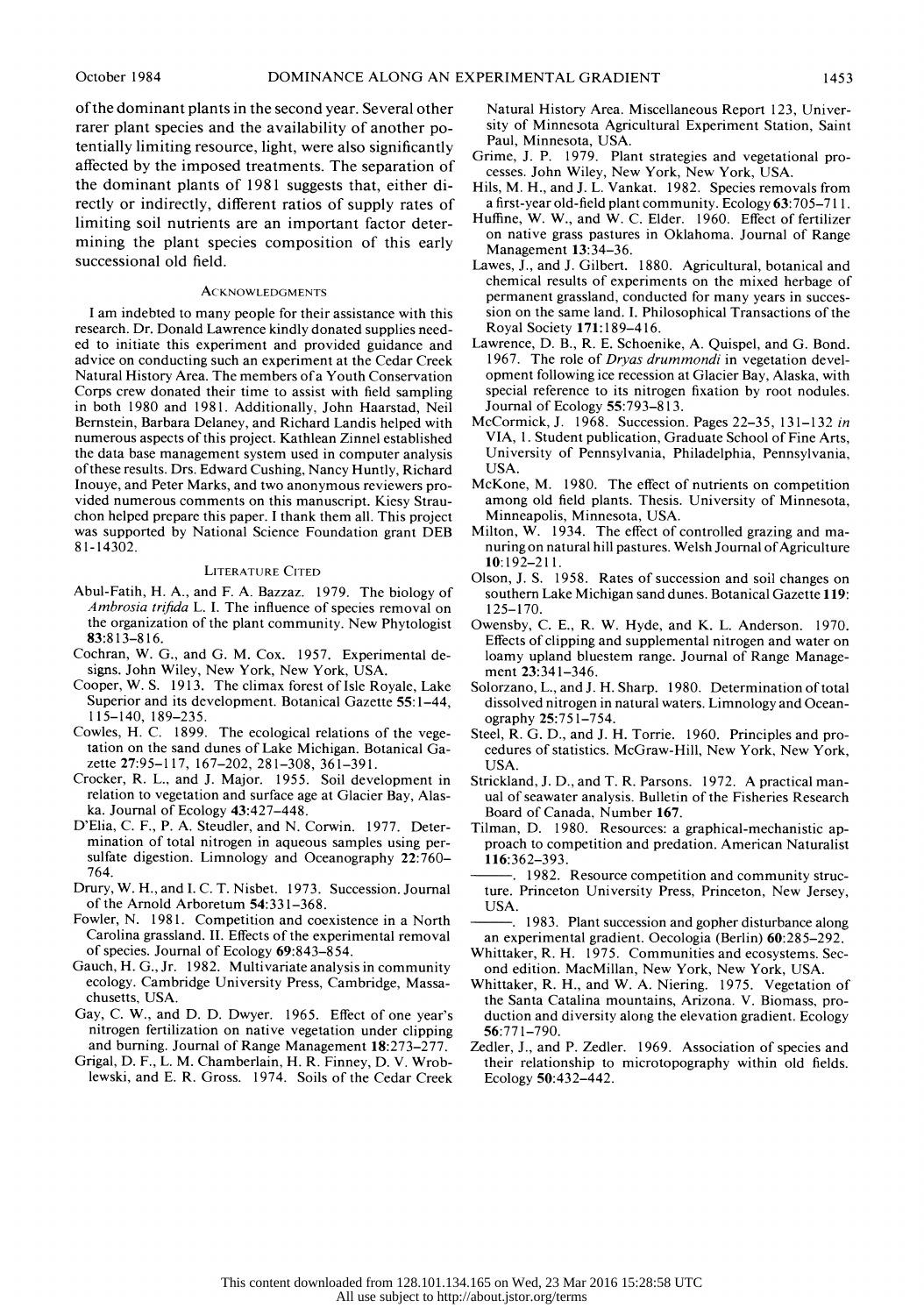of the dominant plants in the second year. Several other rarer plant species and the availability of another potentially limiting resource, light, were also significantly affected by the imposed treatments. The separation of the dominant plants of 1981 suggests that, either directly or indirectly, different ratios of supply rates of limiting soil nutrients are an important factor determining the plant species composition of this early successional old field.

## Acknowledgments

I am indebted to many people for their assistance with this research. Dr. Donald Lawrence kindly donated supplies needed to initiate this experiment and provided guidance and advice on conducting such an experiment at the Cedar Creek Natural History Area. The members of a Youth Conservation Corps crew donated their time to assist with field sampling in both 1980 and 1981. Additionally, John Haarstad, Neil Bernstein, Barbara Delaney, and Richard Landis helped with numerous aspects of this project. Kathlean Zinnel established the data base management system used in computer analysis of these results. Drs. Edward Cushing, Nancy Huntly, Richard Inouye, and Peter Marks, and two anonymous reviewers provided numerous comments on this manuscript. Kiesy Strauchon helped prepare this paper. I thank them all. This project was supported by National Science Foundation grant DEB 81-14302.

## Literature Cited

Abul-Fatih, H. A., and F. A. Bazzaz. 1979. The biology of *Ambrosia trifida* L. I. The influence of species removal on the organization of the plant community. New Phytologist **83**:813–816.

Cochran, W. G., and G. M. Cox. 1957. Experimental designs. John Wiley, New York, New York, USA.

Cooper, W. S. 1913. The climax forest of Isle Royale, Lake Superior and its development. Botanical Gazette **55**:1–44, 115–140, 189–235.

Cowles, H. C. 1899. The ecological relations of the vegetation on the sand dunes of Lake Michigan. Botanical Gazette **27**:95–117, 167–202, 281–308, 361–391.

Crocker, R. L., and J. Major. 1955. Soil development in relation to vegetation and surface age at Glacier Bay, Alaska. Journal of Ecology **43**:427–448.

D'Elia, C. F., P. A. Steudler, and N. Corwin. 1977. Determination of total nitrogen in aqueous samples using persulfate digestion. Limnology and Oceanography **22**:760–764.

Drury, W. H., and I. C. T. Nisbet. 1973. Succession. Journal of the Arnold Arboretum **54**:331–368.

Fowler, N. 1981. Competition and coexistence in a North Carolina grassland. II. Effects of the experimental removal of species. Journal of Ecology **69**:843–854.

Gauch, H. G., Jr. 1982. Multivariate analysis in community ecology. Cambridge University Press, Cambridge, Massachusetts, USA.

Gay, C. W., and D. D. Dwyer. 1965. Effect of one year's nitrogen fertilization on native vegetation under clipping and burning. Journal of Range Management **18**:273–277.

Grigal, D. F., L. M. Chamberlain, H. R. Finney, D. V. Wroblewski, and E. R. Gross. 1974. Soils of the Cedar Creek Natural History Area. Miscellaneous Report 123, University of Minnesota Agricultural Experiment Station, Saint Paul, Minnesota, USA.

Grime, J. P. 1979. Plant strategies and vegetational processes. John Wiley, New York, New York, USA.

Hils, M. H., and J. L. Vankat. 1982. Species removals from a first-year old-field plant community. Ecology **63**:705–711.

Huffine, W. W., and W. C. Elder. 1960. Effect of fertilizer on native grass pastures in Oklahoma. Journal of Range Management **13**:34–36.

Lawes, J., and J. Gilbert. 1880. Agricultural, botanical and chemical results of experiments on the mixed herbage of permanent grassland, conducted for many years in succession on the same land. I. Philosophical Transactions of the Royal Society **171**:189–416.

Lawrence, D. B., R. E. Schoenike, A. Quispel, and G. Bond. 1967. The role of *Dryas drummondi* in vegetation development following ice recession at Glacier Bay, Alaska, with special reference to its nitrogen fixation by root nodules. Journal of Ecology **55**:793–813.

McCormick, J. 1968. Succession. Pages 22–35, 131–132 *in* VIA, 1. Student publication, Graduate School of Fine Arts, University of Pennsylvania, Philadelphia, Pennsylvania, USA.

McKone, M. 1980. The effect of nutrients on competition among old field plants. Thesis. University of Minnesota, Minneapolis, Minnesota, USA.

Milton, W. 1934. The effect of controlled grazing and manuring on natural hill pastures. Welsh Journal of Agriculture **10**:192–211.

Olson, J. S. 1958. Rates of succession and soil changes on southern Lake Michigan sand dunes. Botanical Gazette **119**:125–170.

Owensby, C. E., R. W. Hyde, and K. L. Anderson. 1970. Effects of clipping and supplemental nitrogen and water on loamy upland bluestem range. Journal of Range Management **23**:341–346.

Solorzano, L., and J. H. Sharp. 1980. Determination of total dissolved nitrogen in natural waters. Limnology and Oceanography **25**:751–754.

Steel, R. G. D., and J. H. Torrie. 1960. Principles and procedures of statistics. McGraw-Hill, New York, New York, USA.

Strickland, J. D., and T. R. Parsons. 1972. A practical manual of seawater analysis. Bulletin of the Fisheries Research Board of Canada, Number **167**.

Tilman, D. 1980. Resources: a graphical-mechanistic approach to competition and predation. American Naturalist **116**:362–393.

———. 1982. Resource competition and community structure. Princeton University Press, Princeton, New Jersey, USA.

———. 1983. Plant succession and gopher disturbance along an experimental gradient. Oecologia (Berlin) **60**:285–292.

Whittaker, R. H. 1975. Communities and ecosystems. Second edition. MacMillan, New York, New York, USA.

Whittaker, R. H., and W. A. Niering. 1975. Vegetation of the Santa Catalina mountains, Arizona. V. Biomass, production and diversity along the elevation gradient. Ecology **56**:771–790.

Zedler, J., and P. Zedler. 1969. Association of species and their relationship to microtopography within old fields. Ecology **50**:432–442.